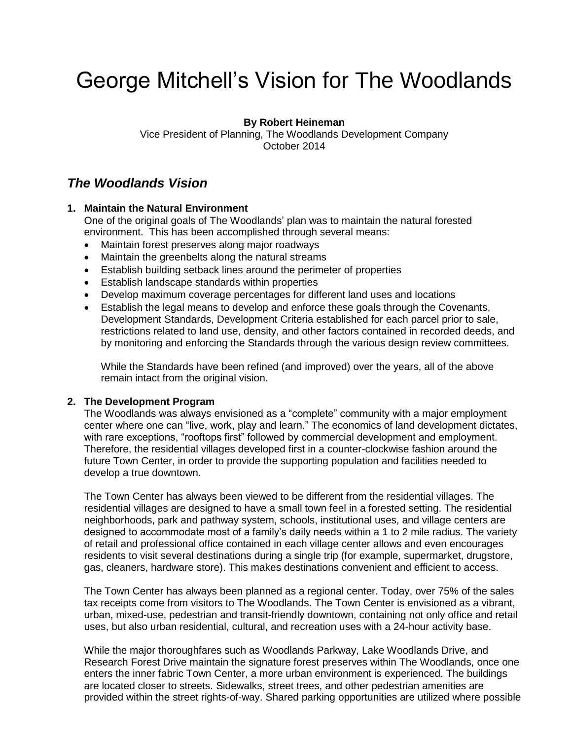# George Mitchell's Vision for The Woodlands

**By Robert Heineman**
Vice President of Planning, The Woodlands Development Company
October 2014

## *The Woodlands Vision*

1. **Maintain the Natural Environment**
   One of the original goals of The Woodlands' plan was to maintain the natural forested environment. This has been accomplished through several means:
   - Maintain forest preserves along major roadways
   - Maintain the greenbelts along the natural streams
   - Establish building setback lines around the perimeter of properties
   - Establish landscape standards within properties
   - Develop maximum coverage percentages for different land uses and locations
   - Establish the legal means to develop and enforce these goals through the Covenants, Development Standards, Development Criteria established for each parcel prior to sale, restrictions related to land use, density, and other factors contained in recorded deeds, and by monitoring and enforcing the Standards through the various design review committees.

   While the Standards have been refined (and improved) over the years, all of the above remain intact from the original vision.

2. **The Development Program**
   The Woodlands was always envisioned as a "complete" community with a major employment center where one can "live, work, play and learn." The economics of land development dictates, with rare exceptions, "rooftops first" followed by commercial development and employment. Therefore, the residential villages developed first in a counter-clockwise fashion around the future Town Center, in order to provide the supporting population and facilities needed to develop a true downtown.

   The Town Center has always been viewed to be different from the residential villages. The residential villages are designed to have a small town feel in a forested setting. The residential neighborhoods, park and pathway system, schools, institutional uses, and village centers are designed to accommodate most of a family's daily needs within a 1 to 2 mile radius. The variety of retail and professional office contained in each village center allows and even encourages residents to visit several destinations during a single trip (for example, supermarket, drugstore, gas, cleaners, hardware store). This makes destinations convenient and efficient to access.

   The Town Center has always been planned as a regional center. Today, over 75% of the sales tax receipts come from visitors to The Woodlands. The Town Center is envisioned as a vibrant, urban, mixed-use, pedestrian and transit-friendly downtown, containing not only office and retail uses, but also urban residential, cultural, and recreation uses with a 24-hour activity base.

   While the major thoroughfares such as Woodlands Parkway, Lake Woodlands Drive, and Research Forest Drive maintain the signature forest preserves within The Woodlands, once one enters the inner fabric Town Center, a more urban environment is experienced. The buildings are located closer to streets. Sidewalks, street trees, and other pedestrian amenities are provided within the street rights-of-way. Shared parking opportunities are utilized where possible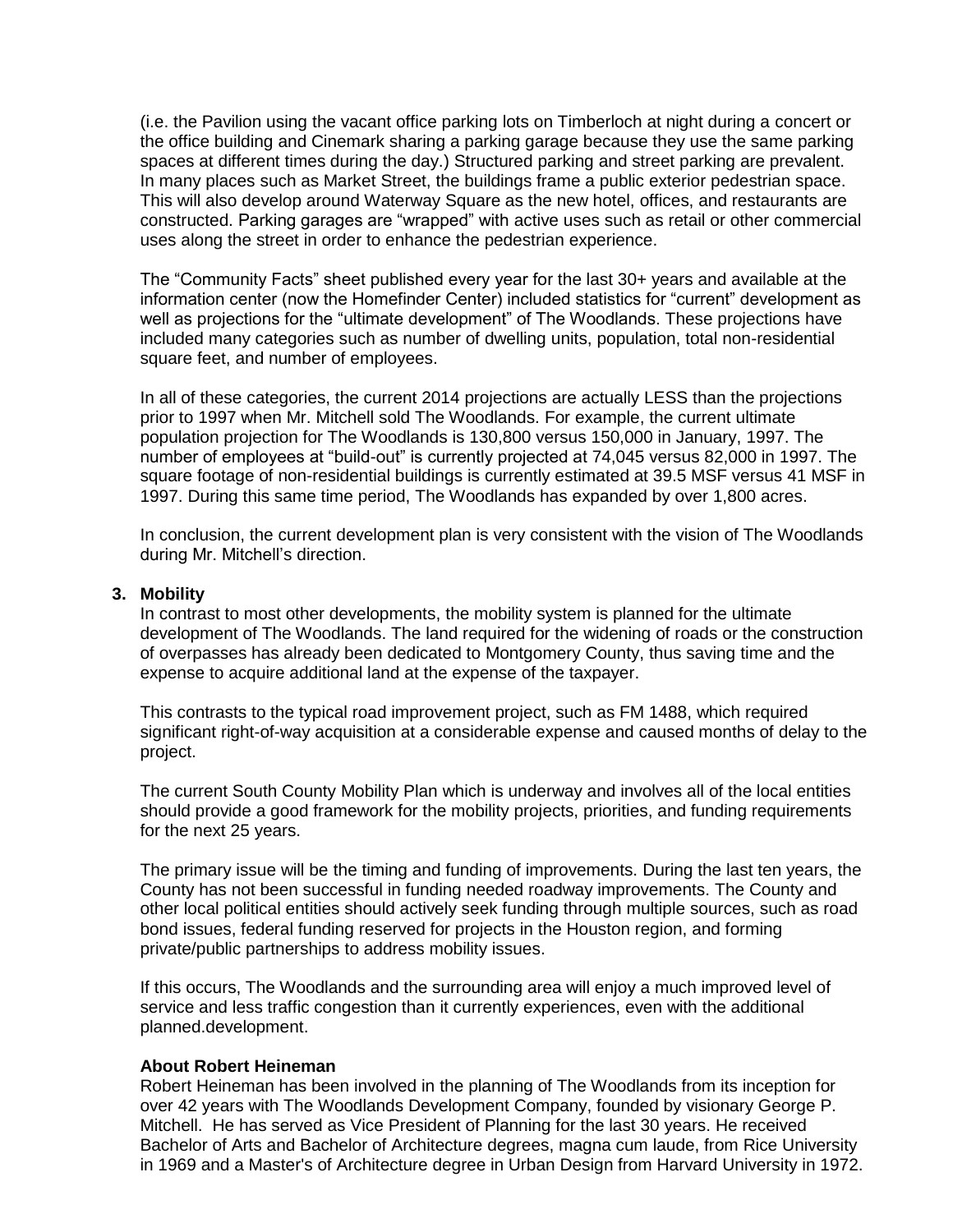(i.e. the Pavilion using the vacant office parking lots on Timberloch at night during a concert or the office building and Cinemark sharing a parking garage because they use the same parking spaces at different times during the day.) Structured parking and street parking are prevalent. In many places such as Market Street, the buildings frame a public exterior pedestrian space. This will also develop around Waterway Square as the new hotel, offices, and restaurants are constructed. Parking garages are "wrapped" with active uses such as retail or other commercial uses along the street in order to enhance the pedestrian experience.

The "Community Facts" sheet published every year for the last 30+ years and available at the information center (now the Homefinder Center) included statistics for "current" development as well as projections for the "ultimate development" of The Woodlands. These projections have included many categories such as number of dwelling units, population, total non-residential square feet, and number of employees.

In all of these categories, the current 2014 projections are actually LESS than the projections prior to 1997 when Mr. Mitchell sold The Woodlands. For example, the current ultimate population projection for The Woodlands is 130,800 versus 150,000 in January, 1997. The number of employees at "build-out" is currently projected at 74,045 versus 82,000 in 1997. The square footage of non-residential buildings is currently estimated at 39.5 MSF versus 41 MSF in 1997. During this same time period, The Woodlands has expanded by over 1,800 acres.

In conclusion, the current development plan is very consistent with the vision of The Woodlands during Mr. Mitchell's direction.

### 3. Mobility

In contrast to most other developments, the mobility system is planned for the ultimate development of The Woodlands. The land required for the widening of roads or the construction of overpasses has already been dedicated to Montgomery County, thus saving time and the expense to acquire additional land at the expense of the taxpayer.

This contrasts to the typical road improvement project, such as FM 1488, which required significant right-of-way acquisition at a considerable expense and caused months of delay to the project.

The current South County Mobility Plan which is underway and involves all of the local entities should provide a good framework for the mobility projects, priorities, and funding requirements for the next 25 years.

The primary issue will be the timing and funding of improvements. During the last ten years, the County has not been successful in funding needed roadway improvements. The County and other local political entities should actively seek funding through multiple sources, such as road bond issues, federal funding reserved for projects in the Houston region, and forming private/public partnerships to address mobility issues.

If this occurs, The Woodlands and the surrounding area will enjoy a much improved level of service and less traffic congestion than it currently experiences, even with the additional planned.development.

**About Robert Heineman**

Robert Heineman has been involved in the planning of The Woodlands from its inception for over 42 years with The Woodlands Development Company, founded by visionary George P. Mitchell. He has served as Vice President of Planning for the last 30 years. He received Bachelor of Arts and Bachelor of Architecture degrees, magna cum laude, from Rice University in 1969 and a Master's of Architecture degree in Urban Design from Harvard University in 1972.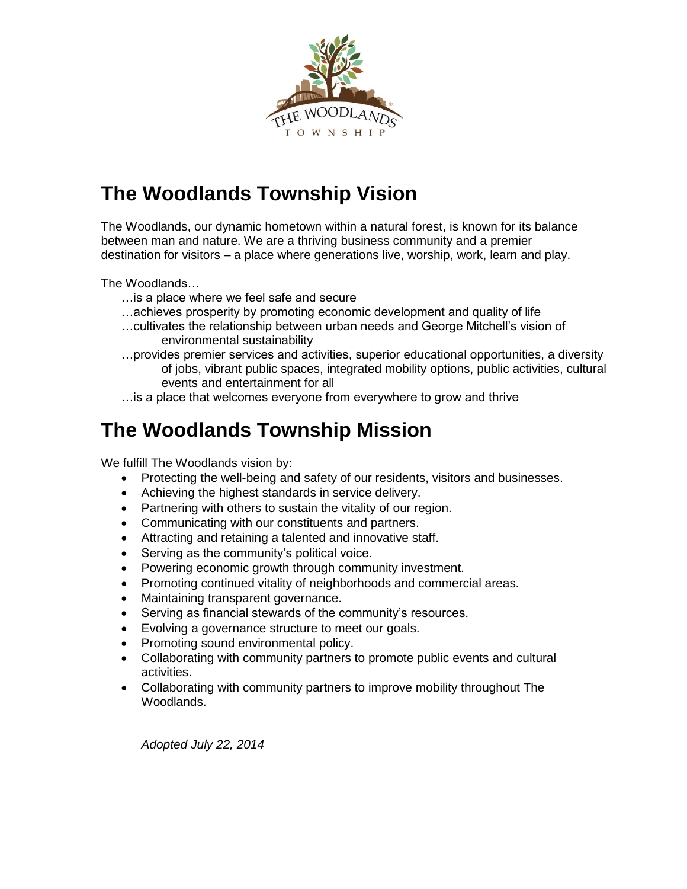# The Woodlands Township Vision

The Woodlands, our dynamic hometown within a natural forest, is known for its balance between man and nature. We are a thriving business community and a premier destination for visitors – a place where generations live, worship, work, learn and play.

The Woodlands…

- …is a place where we feel safe and secure
- …achieves prosperity by promoting economic development and quality of life
- …cultivates the relationship between urban needs and George Mitchell's vision of environmental sustainability
- …provides premier services and activities, superior educational opportunities, a diversity of jobs, vibrant public spaces, integrated mobility options, public activities, cultural events and entertainment for all
- …is a place that welcomes everyone from everywhere to grow and thrive

# The Woodlands Township Mission

We fulfill The Woodlands vision by:

- Protecting the well-being and safety of our residents, visitors and businesses.
- Achieving the highest standards in service delivery.
- Partnering with others to sustain the vitality of our region.
- Communicating with our constituents and partners.
- Attracting and retaining a talented and innovative staff.
- Serving as the community's political voice.
- Powering economic growth through community investment.
- Promoting continued vitality of neighborhoods and commercial areas.
- Maintaining transparent governance.
- Serving as financial stewards of the community's resources.
- Evolving a governance structure to meet our goals.
- Promoting sound environmental policy.
- Collaborating with community partners to promote public events and cultural activities.
- Collaborating with community partners to improve mobility throughout The Woodlands.

*Adopted July 22, 2014*